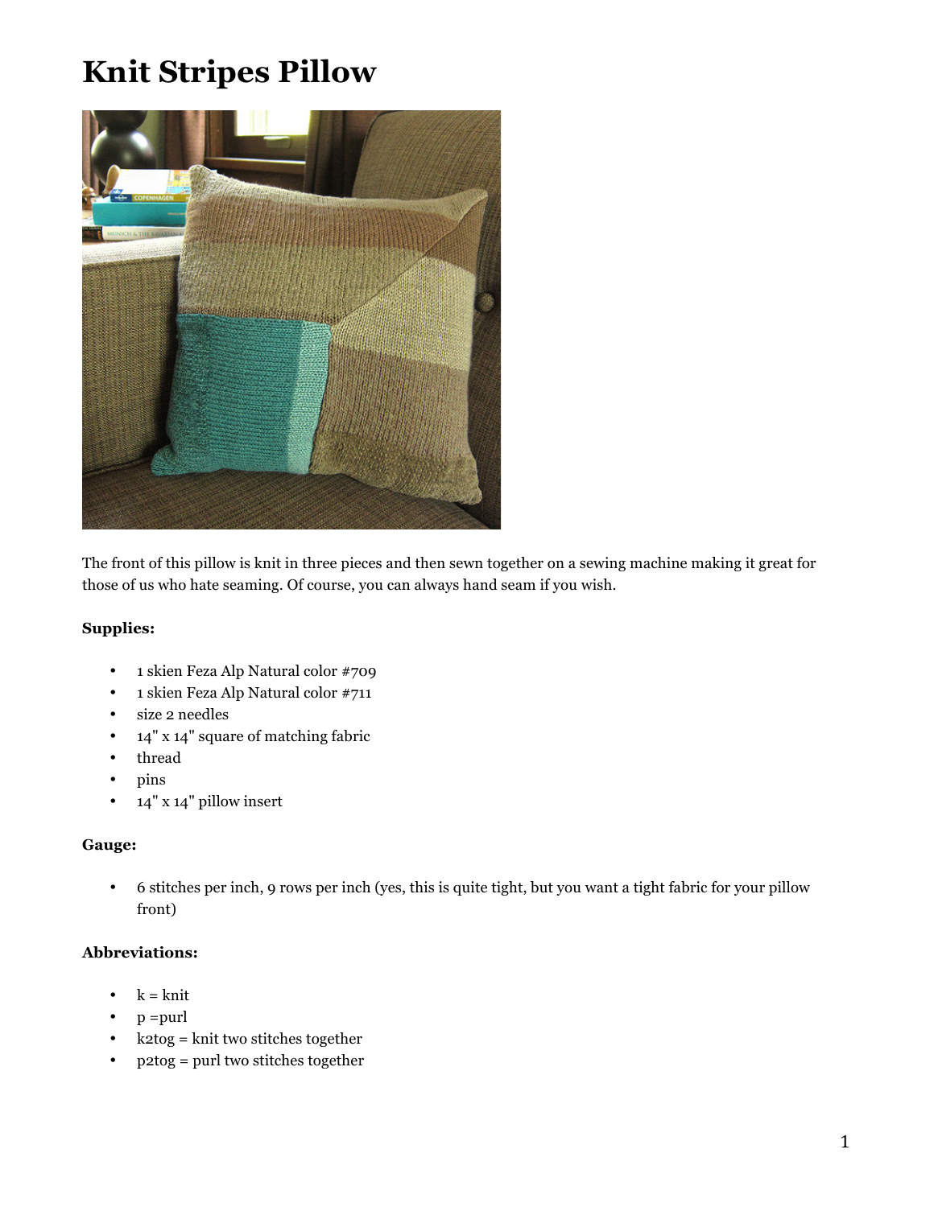# Knit Stripes Pillow

The front of this pillow is knit in three pieces and then sewn together on a sewing machine making it great for those of us who hate seaming. Of course, you can always hand seam if you wish.

**Supplies:**

- 1 skien Feza Alp Natural color #709
- 1 skien Feza Alp Natural color #711
- size 2 needles
- 14" x 14" square of matching fabric
- thread
- pins
- 14" x 14" pillow insert

**Gauge:**

- 6 stitches per inch, 9 rows per inch (yes, this is quite tight, but you want a tight fabric for your pillow front)

**Abbreviations:**

- k = knit
- p =purl
- k2tog = knit two stitches together
- p2tog = purl two stitches together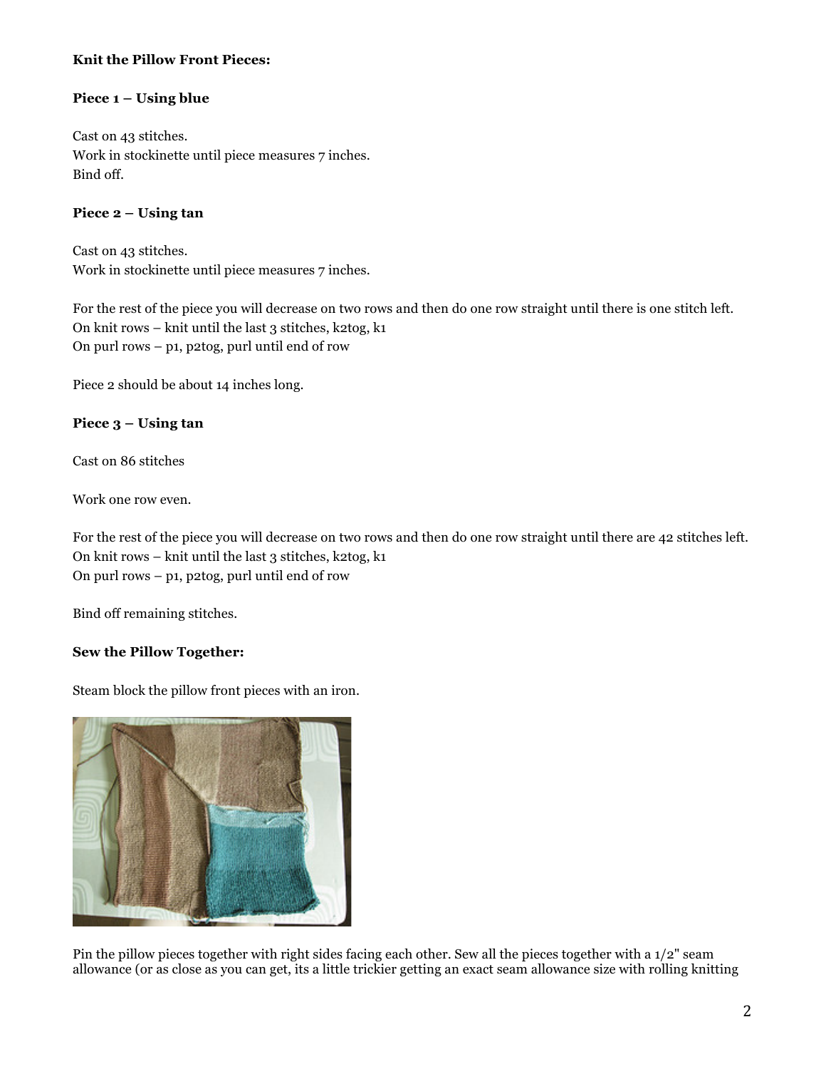**Knit the Pillow Front Pieces:**

**Piece 1 – Using blue**

Cast on 43 stitches.
Work in stockinette until piece measures 7 inches.
Bind off.

**Piece 2 – Using tan**

Cast on 43 stitches.
Work in stockinette until piece measures 7 inches.

For the rest of the piece you will decrease on two rows and then do one row straight until there is one stitch left.
On knit rows – knit until the last 3 stitches, k2tog, k1
On purl rows – p1, p2tog, purl until end of row

Piece 2 should be about 14 inches long.

**Piece 3 – Using tan**

Cast on 86 stitches

Work one row even.

For the rest of the piece you will decrease on two rows and then do one row straight until there are 42 stitches left.
On knit rows – knit until the last 3 stitches, k2tog, k1
On purl rows – p1, p2tog, purl until end of row

Bind off remaining stitches.

**Sew the Pillow Together:**

Steam block the pillow front pieces with an iron.

Pin the pillow pieces together with right sides facing each other. Sew all the pieces together with a 1/2" seam allowance (or as close as you can get, its a little trickier getting an exact seam allowance size with rolling knitting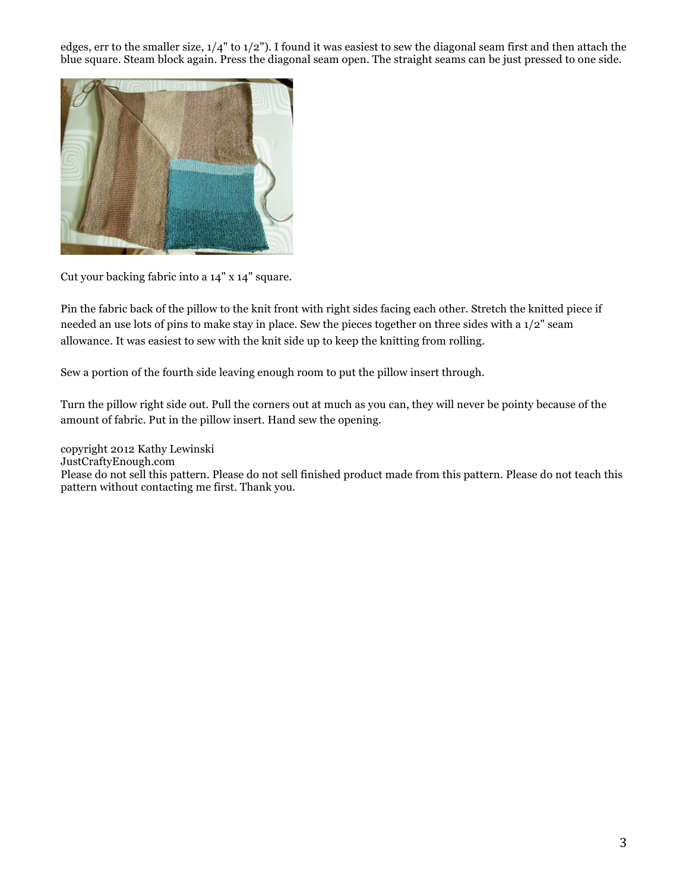edges, err to the smaller size, 1/4" to 1/2"). I found it was easiest to sew the diagonal seam first and then attach the blue square. Steam block again. Press the diagonal seam open. The straight seams can be just pressed to one side.

Cut your backing fabric into a 14" x 14" square.

Pin the fabric back of the pillow to the knit front with right sides facing each other. Stretch the knitted piece if needed an use lots of pins to make stay in place. Sew the pieces together on three sides with a 1/2" seam allowance. It was easiest to sew with the knit side up to keep the knitting from rolling.

Sew a portion of the fourth side leaving enough room to put the pillow insert through.

Turn the pillow right side out. Pull the corners out at much as you can, they will never be pointy because of the amount of fabric. Put in the pillow insert. Hand sew the opening.

copyright 2012 Kathy Lewinski
JustCraftyEnough.com
Please do not sell this pattern. Please do not sell finished product made from this pattern. Please do not teach this pattern without contacting me first. Thank you.